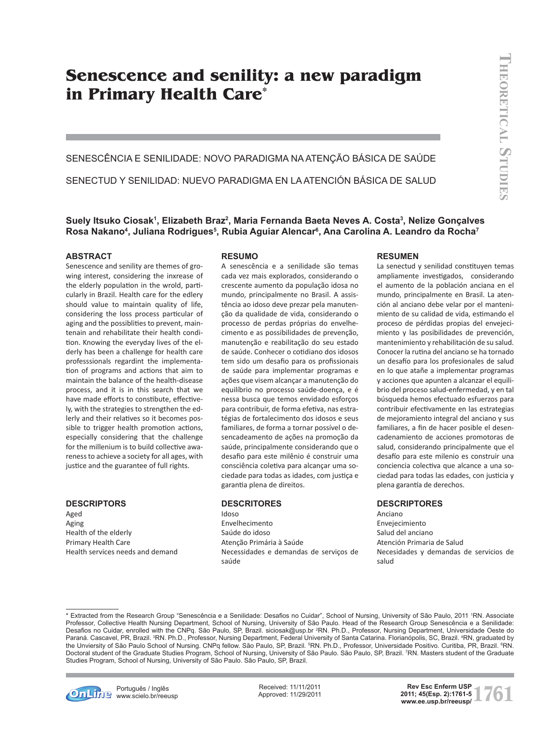# Senescence and senility: a new paradigm in Primary Health Care*

SENESCÊNCIA E SENILIDADE: NOVO PARADIGMA NA ATENÇÃO BÁSICA DE SAÚDE

SENECTUD Y SENILIDAD: NUEVO PARADIGMA EN LA ATENCIÓN BÁSICA DE SALUD

**Suely Itsuko Ciosak[1], Elizabeth Braz[2], Maria Fernanda Baeta Neves A. Costa[3], Nelize Gonçalves Rosa Nakano[4], Juliana Rodrigues[5], Rubia Aguiar Alencar[6], Ana Carolina A. Leandro da Rocha[7]**

### ABSTRACT

Senescence and senility are themes of growing interest, considering the inxrease of the elderly population in the wrold, particularly in Brazil. Health care for the edlery should value to maintain quality of life, considering the loss process particular of aging and the possiblities to prevent, maintenain and rehabilitate their health condition. Knowing the everyday lives of the elderly has been a challenge for health care professsionals regardint the implementation of programs and actions that aim to maintain the balance of the health-disease process, and it is in this search that we have made efforts to constibute, effectively, with the strategies to strengthen the edlerly and their relatives so it becomes possible to trigger health promotion actions, especially considering that the challenge for the millenium is to build collective awareness to achieve a society for all ages, with justice and the guarantee of full rights.

### DESCRIPTORS

Aged
Aging
Health of the elderly
Primary Health Care
Health services needs and demand

### RESUMO

A senescência e a senilidade são temas cada vez mais explorados, considerando o crescente aumento da população idosa no mundo, principalmente no Brasil. A assistência ao idoso deve prezar pela manutenção da qualidade de vida, considerando o processo de perdas próprias do envelhecimento e as possibilidades de prevenção, manutenção e reabilitação do seu estado de saúde. Conhecer o cotidiano dos idosos tem sido um desafio para os profissionais de saúde para implementar programas e ações que visem alcançar a manutenção do equilíbrio no processo saúde-doença, e é nessa busca que temos envidado esforços para contribuir, de forma efetiva, nas estratégias de fortalecimento dos idosos e seus familiares, de forma a tornar possível o desencadeamento de ações na promoção da saúde, principalmente considerando que o desafio para este milênio é construir uma consciência coletiva para alcançar uma sociedade para todas as idades, com justiça e garantia plena de direitos.

### DESCRITORES

Idoso
Envelhecimento
Saúde do idoso
Atenção Primária à Saúde
Necessidades e demandas de serviços de saúde

### RESUMEN

La senectud y senilidad constituyen temas ampliamente investigados, considerando el aumento de la población anciana en el mundo, principalmente en Brasil. La atención al anciano debe velar por el mantenimiento de su calidad de vida, estimando el proceso de pérdidas propias del envejecimiento y las posibilidades de prevención, mantenimiento y rehabilitación de su salud. Conocer la rutina del anciano se ha tornado un desafío para los profesionales de salud en lo que atañe a implementar programas y acciones que apunten a alcanzar el equilibrio del proceso salud-enfermedad, y en tal búsqueda hemos efectuado esfuerzos para contribuir efectivamente en las estrategias de mejoramiento integral del anciano y sus familiares, a fin de hacer posible el desencadenamiento de acciones promotoras de salud, considerando principalmente que el desafío para este milenio es construir una conciencia colectiva que alcance a una sociedad para todas las edades, con justicia y plena garantía de derechos.

### DESCRIPTORES

Anciano
Envejecimiento
Salud del anciano
Atención Primaria de Salud
Necesidades y demandas de servicios de salud

---

* Extracted from the Research Group "Senescência e a Senilidade: Desafios no Cuidar", School of Nursing, University of São Paulo, 2011 [1]RN. Associate Professor, Collective Health Nursing Department, School of Nursing, University of São Paulo. Head of the Research Group Senescência e a Senilidade: Desafios no Cuidar, enrolled with the CNPq. São Paulo, SP, Brazil. siciosak@usp.br [2]RN. Ph.D., Professor, Nursing Department, Universidade Oeste do Paraná. Cascavel, PR, Brazil. [3]RN. Ph.D., Professor, Nursing Department, Federal University of Santa Catarina. Florianópolis, SC, Brazil. [4]RN, graduated by the Unviersity of São Paulo School of Nursing. CNPq fellow. São Paulo, SP, Brazil. [5]RN. Ph.D., Professor, Universidade Positivo. Curitiba, PR, Brazil. [6]RN. Doctoral student of the Graduate Studies Program, School of Nursing, University of São Paulo. São Paulo, SP, Brazil. [7]RN. Masters student of the Graduate Studies Program, School of Nursing, University of São Paulo. São Paulo, SP, Brazil.

Received: 11/11/2011
Approved: 11/29/2011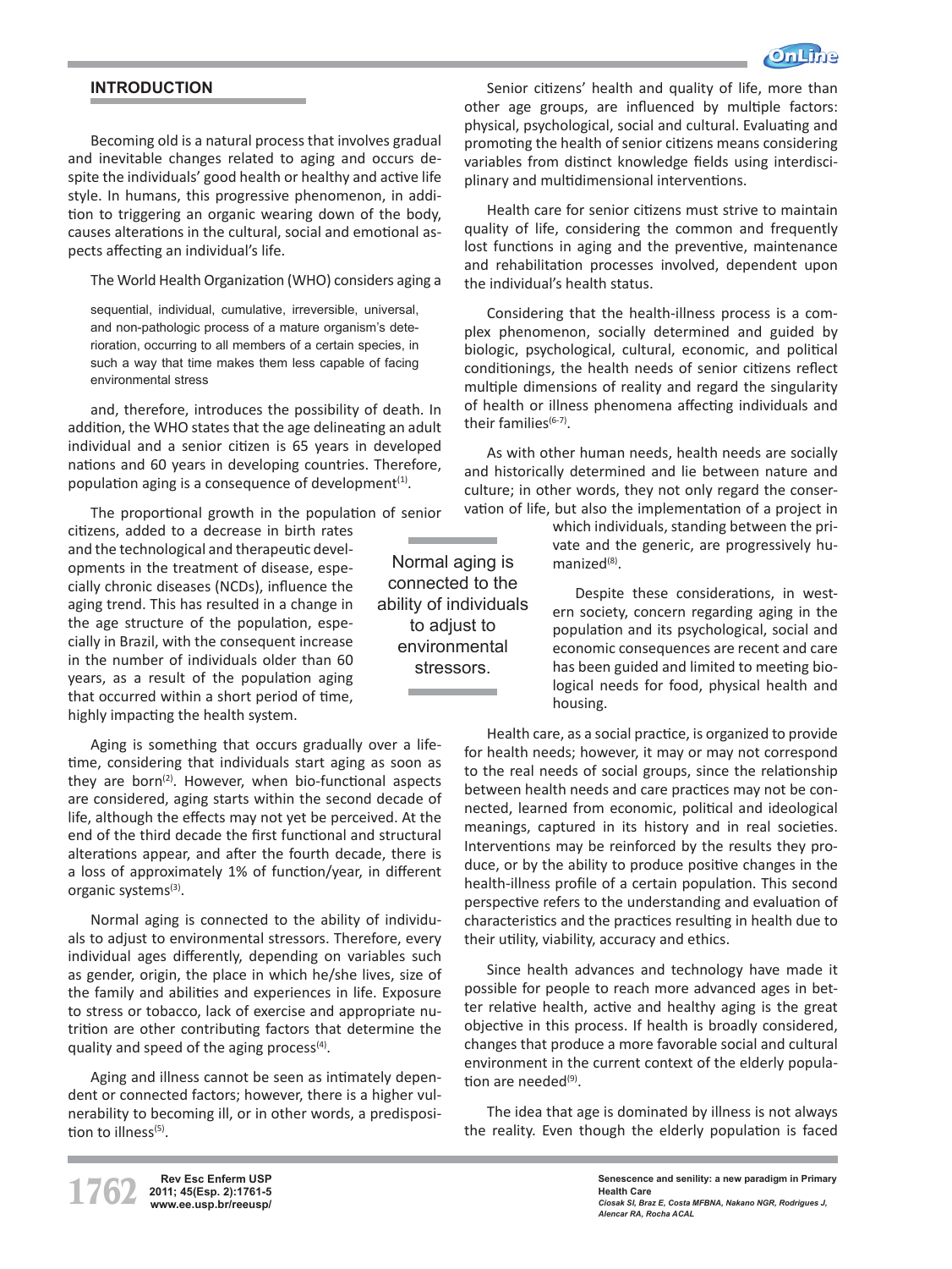## INTRODUCTION

Becoming old is a natural process that involves gradual and inevitable changes related to aging and occurs despite the individuals' good health or healthy and active life style. In humans, this progressive phenomenon, in addition to triggering an organic wearing down of the body, causes alterations in the cultural, social and emotional aspects affecting an individual's life.

The World Health Organization (WHO) considers aging a

> sequential, individual, cumulative, irreversible, universal, and non-pathologic process of a mature organism's deterioration, occurring to all members of a certain species, in such a way that time makes them less capable of facing environmental stress

and, therefore, introduces the possibility of death. In addition, the WHO states that the age delineating an adult individual and a senior citizen is 65 years in developed nations and 60 years in developing countries. Therefore, population aging is a consequence of development[1].

The proportional growth in the population of senior citizens, added to a decrease in birth rates and the technological and therapeutic developments in the treatment of disease, especially chronic diseases (NCDs), influence the aging trend. This has resulted in a change in the age structure of the population, especially in Brazil, with the consequent increase in the number of individuals older than 60 years, as a result of the population aging that occurred within a short period of time, highly impacting the health system.

Aging is something that occurs gradually over a lifetime, considering that individuals start aging as soon as they are born[2]. However, when bio-functional aspects are considered, aging starts within the second decade of life, although the effects may not yet be perceived. At the end of the third decade the first functional and structural alterations appear, and after the fourth decade, there is a loss of approximately 1% of function/year, in different organic systems[3].

Normal aging is connected to the ability of individuals to adjust to environmental stressors. Therefore, every individual ages differently, depending on variables such as gender, origin, the place in which he/she lives, size of the family and abilities and experiences in life. Exposure to stress or tobacco, lack of exercise and appropriate nutrition are other contributing factors that determine the quality and speed of the aging process[4].

Aging and illness cannot be seen as intimately dependent or connected factors; however, there is a higher vulnerability to becoming ill, or in other words, a predisposition to illness[5].

> Normal aging is connected to the ability of individuals to adjust to environmental stressors.

Senior citizens' health and quality of life, more than other age groups, are influenced by multiple factors: physical, psychological, social and cultural. Evaluating and promoting the health of senior citizens means considering variables from distinct knowledge fields using interdisciplinary and multidimensional interventions.

Health care for senior citizens must strive to maintain quality of life, considering the common and frequently lost functions in aging and the preventive, maintenance and rehabilitation processes involved, dependent upon the individual's health status.

Considering that the health-illness process is a complex phenomenon, socially determined and guided by biologic, psychological, cultural, economic, and political conditionings, the health needs of senior citizens reflect multiple dimensions of reality and regard the singularity of health or illness phenomena affecting individuals and their families[6-7].

As with other human needs, health needs are socially and historically determined and lie between nature and culture; in other words, they not only regard the conservation of life, but also the implementation of a project in which individuals, standing between the private and the generic, are progressively humanized[8].

Despite these considerations, in western society, concern regarding aging in the population and its psychological, social and economic consequences are recent and care has been guided and limited to meeting biological needs for food, physical health and housing.

Health care, as a social practice, is organized to provide for health needs; however, it may or may not correspond to the real needs of social groups, since the relationship between health needs and care practices may not be connected, learned from economic, political and ideological meanings, captured in its history and in real societies. Interventions may be reinforced by the results they produce, or by the ability to produce positive changes in the health-illness profile of a certain population. This second perspective refers to the understanding and evaluation of characteristics and the practices resulting in health due to their utility, viability, accuracy and ethics.

Since health advances and technology have made it possible for people to reach more advanced ages in better relative health, active and healthy aging is the great objective in this process. If health is broadly considered, changes that produce a more favorable social and cultural environment in the current context of the elderly population are needed[9].

The idea that age is dominated by illness is not always the reality. Even though the elderly population is faced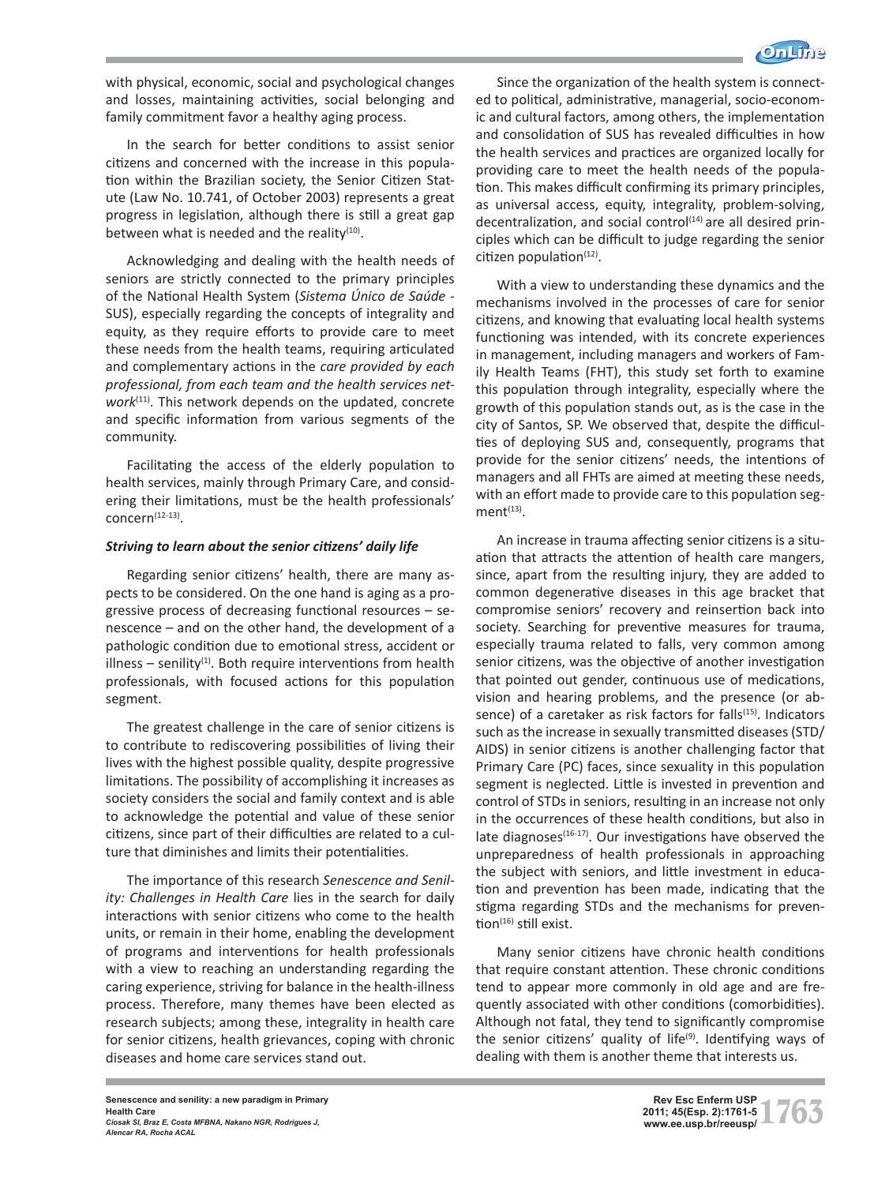with physical, economic, social and psychological changes and losses, maintaining activities, social belonging and family commitment favor a healthy aging process.

In the search for better conditions to assist senior citizens and concerned with the increase in this population within the Brazilian society, the Senior Citizen Statute (Law No. 10.741, of October 2003) represents a great progress in legislation, although there is still a great gap between what is needed and the reality[10].

Acknowledging and dealing with the health needs of seniors are strictly connected to the primary principles of the National Health System (*Sistema Único de Saúde* - SUS), especially regarding the concepts of integrality and equity, as they require efforts to provide care to meet these needs from the health teams, requiring articulated and complementary actions in the *care provided by each professional, from each team and the health services network*[11]. This network depends on the updated, concrete and specific information from various segments of the community.

Facilitating the access of the elderly population to health services, mainly through Primary Care, and considering their limitations, must be the health professionals' concern[12-13].

### *Striving to learn about the senior citizens' daily life*

Regarding senior citizens' health, there are many aspects to be considered. On the one hand is aging as a progressive process of decreasing functional resources – senescence – and on the other hand, the development of a pathologic condition due to emotional stress, accident or illness – senility[1]. Both require interventions from health professionals, with focused actions for this population segment.

The greatest challenge in the care of senior citizens is to contribute to rediscovering possibilities of living their lives with the highest possible quality, despite progressive limitations. The possibility of accomplishing it increases as society considers the social and family context and is able to acknowledge the potential and value of these senior citizens, since part of their difficulties are related to a culture that diminishes and limits their potentialities.

The importance of this research *Senescence and Senility: Challenges in Health Care* lies in the search for daily interactions with senior citizens who come to the health units, or remain in their home, enabling the development of programs and interventions for health professionals with a view to reaching an understanding regarding the caring experience, striving for balance in the health-illness process. Therefore, many themes have been elected as research subjects; among these, integrality in health care for senior citizens, health grievances, coping with chronic diseases and home care services stand out.

Since the organization of the health system is connected to political, administrative, managerial, socio-economic and cultural factors, among others, the implementation and consolidation of SUS has revealed difficulties in how the health services and practices are organized locally for providing care to meet the health needs of the population. This makes difficult confirming its primary principles, as universal access, equity, integrality, problem-solving, decentralization, and social control[14] are all desired principles which can be difficult to judge regarding the senior citizen population[12].

With a view to understanding these dynamics and the mechanisms involved in the processes of care for senior citizens, and knowing that evaluating local health systems functioning was intended, with its concrete experiences in management, including managers and workers of Family Health Teams (FHT), this study set forth to examine this population through integrality, especially where the growth of this population stands out, as is the case in the city of Santos, SP. We observed that, despite the difficulties of deploying SUS and, consequently, programs that provide for the senior citizens' needs, the intentions of managers and all FHTs are aimed at meeting these needs, with an effort made to provide care to this population segment[13].

An increase in trauma affecting senior citizens is a situation that attracts the attention of health care mangers, since, apart from the resulting injury, they are added to common degenerative diseases in this age bracket that compromise seniors' recovery and reinsertion back into society. Searching for preventive measures for trauma, especially trauma related to falls, very common among senior citizens, was the objective of another investigation that pointed out gender, continuous use of medications, vision and hearing problems, and the presence (or absence) of a caretaker as risk factors for falls[15]. Indicators such as the increase in sexually transmitted diseases (STD/AIDS) in senior citizens is another challenging factor that Primary Care (PC) faces, since sexuality in this population segment is neglected. Little is invested in prevention and control of STDs in seniors, resulting in an increase not only in the occurrences of these health conditions, but also in late diagnoses[16-17]. Our investigations have observed the unpreparedness of health professionals in approaching the subject with seniors, and little investment in education and prevention has been made, indicating that the stigma regarding STDs and the mechanisms for prevention[16] still exist.

Many senior citizens have chronic health conditions that require constant attention. These chronic conditions tend to appear more commonly in old age and are frequently associated with other conditions (comorbidities). Although not fatal, they tend to significantly compromise the senior citizens' quality of life[9]. Identifying ways of dealing with them is another theme that interests us.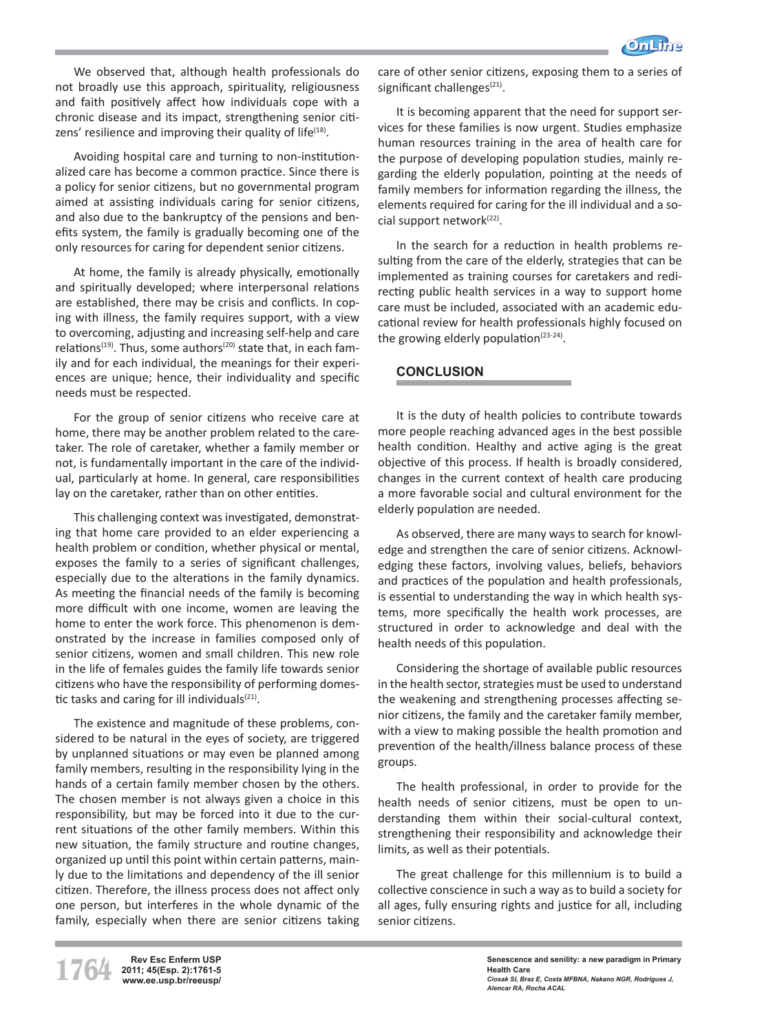We observed that, although health professionals do not broadly use this approach, spirituality, religiousness and faith positively affect how individuals cope with a chronic disease and its impact, strengthening senior citizens' resilience and improving their quality of life[18].

Avoiding hospital care and turning to non-institutionalized care has become a common practice. Since there is a policy for senior citizens, but no governmental program aimed at assisting individuals caring for senior citizens, and also due to the bankruptcy of the pensions and benefits system, the family is gradually becoming one of the only resources for caring for dependent senior citizens.

At home, the family is already physically, emotionally and spiritually developed; where interpersonal relations are established, there may be crisis and conflicts. In coping with illness, the family requires support, with a view to overcoming, adjusting and increasing self-help and care relations[19]. Thus, some authors[20] state that, in each family and for each individual, the meanings for their experiences are unique; hence, their individuality and specific needs must be respected.

For the group of senior citizens who receive care at home, there may be another problem related to the caretaker. The role of caretaker, whether a family member or not, is fundamentally important in the care of the individual, particularly at home. In general, care responsibilities lay on the caretaker, rather than on other entities.

This challenging context was investigated, demonstrating that home care provided to an elder experiencing a health problem or condition, whether physical or mental, exposes the family to a series of significant challenges, especially due to the alterations in the family dynamics. As meeting the financial needs of the family is becoming more difficult with one income, women are leaving the home to enter the work force. This phenomenon is demonstrated by the increase in families composed only of senior citizens, women and small children. This new role in the life of females guides the family life towards senior citizens who have the responsibility of performing domestic tasks and caring for ill individuals[21].

The existence and magnitude of these problems, considered to be natural in the eyes of society, are triggered by unplanned situations or may even be planned among family members, resulting in the responsibility lying in the hands of a certain family member chosen by the others. The chosen member is not always given a choice in this responsibility, but may be forced into it due to the current situations of the other family members. Within this new situation, the family structure and routine changes, organized up until this point within certain patterns, mainly due to the limitations and dependency of the ill senior citizen. Therefore, the illness process does not affect only one person, but interferes in the whole dynamic of the family, especially when there are senior citizens taking care of other senior citizens, exposing them to a series of significant challenges[21].

It is becoming apparent that the need for support services for these families is now urgent. Studies emphasize human resources training in the area of health care for the purpose of developing population studies, mainly regarding the elderly population, pointing at the needs of family members for information regarding the illness, the elements required for caring for the ill individual and a social support network[22].

In the search for a reduction in health problems resulting from the care of the elderly, strategies that can be implemented as training courses for caretakers and redirecting public health services in a way to support home care must be included, associated with an academic educational review for health professionals highly focused on the growing elderly population[23-24].

## CONCLUSION

It is the duty of health policies to contribute towards more people reaching advanced ages in the best possible health condition. Healthy and active aging is the great objective of this process. If health is broadly considered, changes in the current context of health care producing a more favorable social and cultural environment for the elderly population are needed.

As observed, there are many ways to search for knowledge and strengthen the care of senior citizens. Acknowledging these factors, involving values, beliefs, behaviors and practices of the population and health professionals, is essential to understanding the way in which health systems, more specifically the health work processes, are structured in order to acknowledge and deal with the health needs of this population.

Considering the shortage of available public resources in the health sector, strategies must be used to understand the weakening and strengthening processes affecting senior citizens, the family and the caretaker family member, with a view to making possible the health promotion and prevention of the health/illness balance process of these groups.

The health professional, in order to provide for the health needs of senior citizens, must be open to understanding them within their social-cultural context, strengthening their responsibility and acknowledge their limits, as well as their potentials.

The great challenge for this millennium is to build a collective conscience in such a way as to build a society for all ages, fully ensuring rights and justice for all, including senior citizens.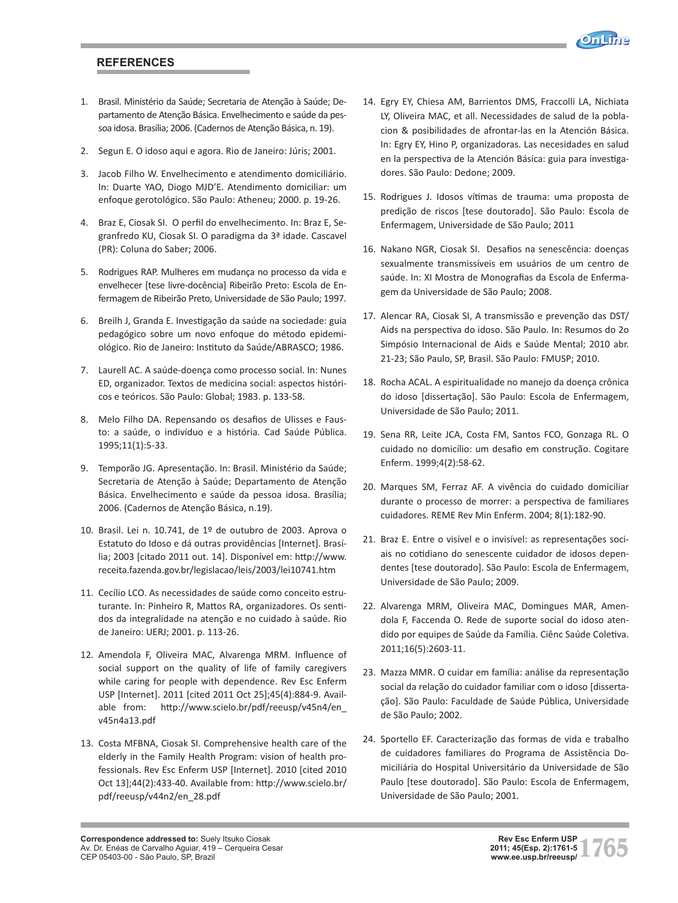## REFERENCES

1. Brasil. Ministério da Saúde; Secretaria de Atenção à Saúde; Departamento de Atenção Básica. Envelhecimento e saúde da pessoa idosa. Brasília; 2006. (Cadernos de Atenção Básica, n. 19).

2. Segun E. O idoso aqui e agora. Rio de Janeiro: Júris; 2001.

3. Jacob Filho W. Envelhecimento e atendimento domiciliário. In: Duarte YAO, Diogo MJD'E. Atendimento domiciliar: um enfoque gerotológico. São Paulo: Atheneu; 2000. p. 19-26.

4. Braz E, Ciosak SI. O perfil do envelhecimento. In: Braz E, Segranfredo KU, Ciosak SI. O paradigma da 3ª idade. Cascavel (PR): Coluna do Saber; 2006.

5. Rodrigues RAP. Mulheres em mudança no processo da vida e envelhecer [tese livre-docência] Ribeirão Preto: Escola de Enfermagem de Ribeirão Preto, Universidade de São Paulo; 1997.

6. Breilh J, Granda E. Investigação da saúde na sociedade: guia pedagógico sobre um novo enfoque do método epidemiológico. Rio de Janeiro: Instituto da Saúde/ABRASCO; 1986.

7. Laurell AC. A saúde-doença como processo social. In: Nunes ED, organizador. Textos de medicina social: aspectos históricos e teóricos. São Paulo: Global; 1983. p. 133-58.

8. Melo Filho DA. Repensando os desafios de Ulisses e Fausto: a saúde, o indivíduo e a história. Cad Saúde Pública. 1995;11(1):5-33.

9. Temporão JG. Apresentação. In: Brasil. Ministério da Saúde; Secretaria de Atenção à Saúde; Departamento de Atenção Básica. Envelhecimento e saúde da pessoa idosa. Brasília; 2006. (Cadernos de Atenção Básica, n.19).

10. Brasil. Lei n. 10.741, de 1º de outubro de 2003. Aprova o Estatuto do Idoso e dá outras providências [Internet]. Brasília; 2003 [citado 2011 out. 14]. Disponível em: http://www.receita.fazenda.gov.br/legislacao/leis/2003/lei10741.htm

11. Cecílio LCO. As necessidades de saúde como conceito estruturante. In: Pinheiro R, Mattos RA, organizadores. Os sentidos da integralidade na atenção e no cuidado à saúde. Rio de Janeiro: UERJ; 2001. p. 113-26.

12. Amendola F, Oliveira MAC, Alvarenga MRM. Influence of social support on the quality of life of family caregivers while caring for people with dependence. Rev Esc Enferm USP [Internet]. 2011 [cited 2011 Oct 25];45(4):884-9. Available from: http://www.scielo.br/pdf/reeusp/v45n4/en_v45n4a13.pdf

13. Costa MFBNA, Ciosak SI. Comprehensive health care of the elderly in the Family Health Program: vision of health professionals. Rev Esc Enferm USP [Internet]. 2010 [cited 2010 Oct 13];44(2):433-40. Available from: http://www.scielo.br/pdf/reeusp/v44n2/en_28.pdf

14. Egry EY, Chiesa AM, Barrientos DMS, Fraccolli LA, Nichiata LY, Oliveira MAC, et all. Necessidades de salud de la poblacion & posibilidades de afrontar-las en la Atención Básica. In: Egry EY, Hino P, organizadoras. Las necesidades en salud en la perspectiva de la Atención Básica: guia para investigadores. São Paulo: Dedone; 2009.

15. Rodrigues J. Idosos vítimas de trauma: uma proposta de predição de riscos [tese doutorado]. São Paulo: Escola de Enfermagem, Universidade de São Paulo; 2011

16. Nakano NGR, Ciosak SI. Desafios na senescência: doenças sexualmente transmissíveis em usuários de um centro de saúde. In: XI Mostra de Monografias da Escola de Enfermagem da Universidade de São Paulo; 2008.

17. Alencar RA, Ciosak SI, A transmissão e prevenção das DST/Aids na perspectiva do idoso. São Paulo. In: Resumos do 2o Simpósio Internacional de Aids e Saúde Mental; 2010 abr. 21-23; São Paulo, SP, Brasil. São Paulo: FMUSP; 2010.

18. Rocha ACAL. A espiritualidade no manejo da doença crônica do idoso [dissertação]. São Paulo: Escola de Enfermagem, Universidade de São Paulo; 2011.

19. Sena RR, Leite JCA, Costa FM, Santos FCO, Gonzaga RL. O cuidado no domicílio: um desafio em construção. Cogitare Enferm. 1999;4(2):58-62.

20. Marques SM, Ferraz AF. A vivência do cuidado domiciliar durante o processo de morrer: a perspectiva de familiares cuidadores. REME Rev Min Enferm. 2004; 8(1):182-90.

21. Braz E. Entre o visível e o invisível: as representações sociais no cotidiano do senescente cuidador de idosos dependentes [tese doutorado]. São Paulo: Escola de Enfermagem, Universidade de São Paulo; 2009.

22. Alvarenga MRM, Oliveira MAC, Domingues MAR, Amendola F, Faccenda O. Rede de suporte social do idoso atendido por equipes de Saúde da Família. Ciênc Saúde Coletiva. 2011;16(5):2603-11.

23. Mazza MMR. O cuidar em família: análise da representação social da relação do cuidador familiar com o idoso [dissertação]. São Paulo: Faculdade de Saúde Pública, Universidade de São Paulo; 2002.

24. Sportello EF. Caracterização das formas de vida e trabalho de cuidadores familiares do Programa de Assistência Domiciliária do Hospital Universitário da Universidade de São Paulo [tese doutorado]. São Paulo: Escola de Enfermagem, Universidade de São Paulo; 2001.

**Correspondence addressed to:** Suely Itsuko Ciosak
Av. Dr. Enéas de Carvalho Aguiar, 419 – Cerqueira Cesar
CEP 05403-00 - São Paulo, SP, Brazil